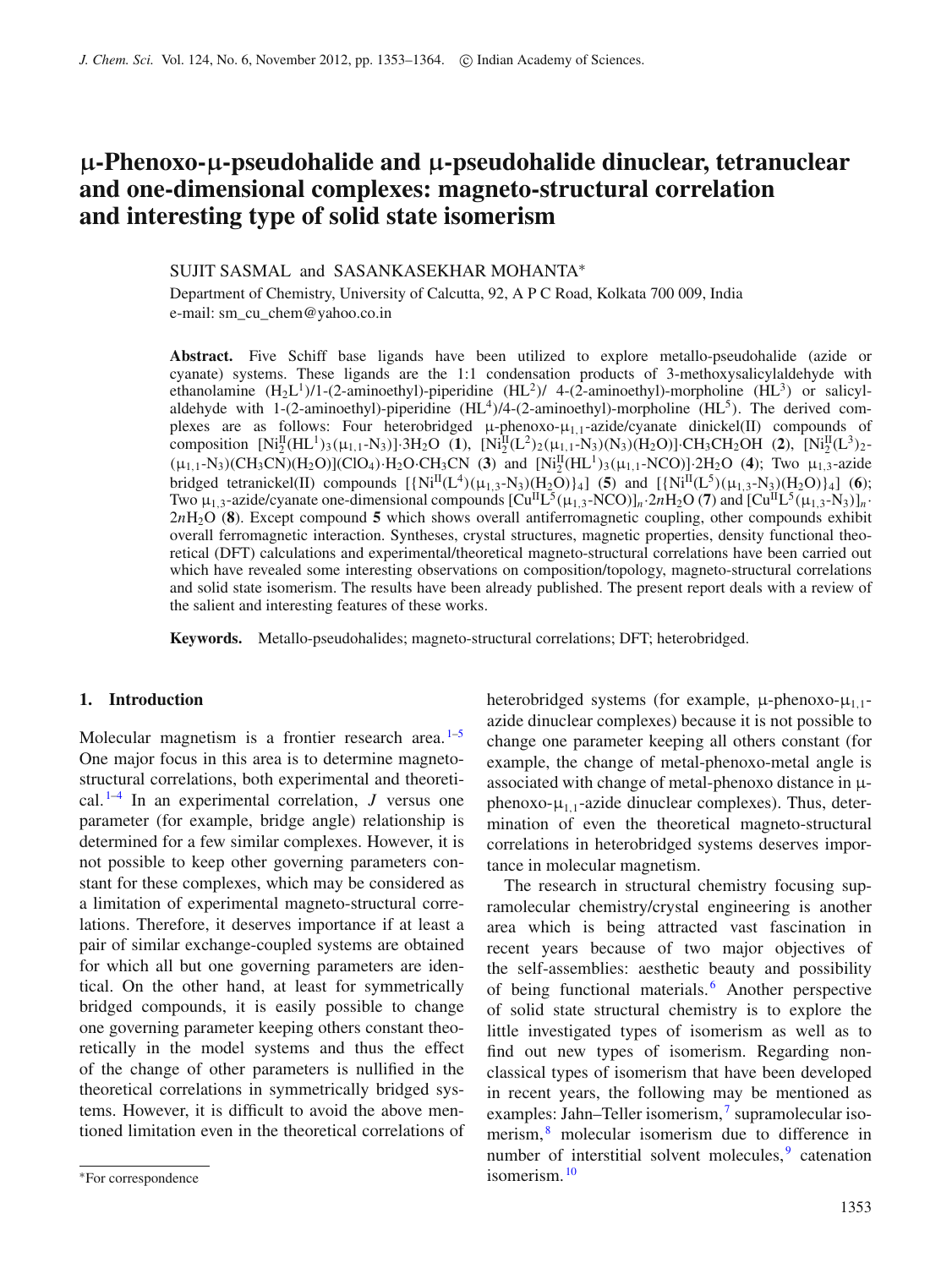# μ-Phenoxo-μ-pseudohalide and μ-pseudohalide dinuclear, tetranuclear and one-dimensional complexes: magneto-structural correlation and interesting type of solid state isomerism

SUJIT SASMAL and SASANKASEKHAR MOHANTA*

Department of Chemistry, University of Calcutta, 92, A P C Road, Kolkata 700 009, India
e-mail: sm_cu_chem@yahoo.co.in

**Abstract.** Five Schiff base ligands have been utilized to explore metallo-pseudohalide (azide or cyanate) systems. These ligands are the 1:1 condensation products of 3-methoxysalicylaldehyde with ethanolamine ($H_2L^1$)/1-(2-aminoethyl)-piperidine ($HL^2$)/ 4-(2-aminoethyl)-morpholine ($HL^3$) or salicylaldehyde with 1-(2-aminoethyl)-piperidine ($HL^4$)/4-(2-aminoethyl)-morpholine ($HL^5$). The derived complexes are as follows: Four heterobridged μ-phenoxo-$\mu_{1,1}$-azide/cyanate dinickel(II) compounds of composition $[Ni^{II}_2(HL^1)_3(\mu_{1,1}\text{-}N_3)]\cdot 3H_2O$ (**1**), $[Ni^{II}_2(L^2)_2(\mu_{1,1}\text{-}N_3)(N_3)(H_2O)]\cdot CH_3CH_2OH$ (**2**), $[Ni^{II}_2(L^3)_2(\mu_{1,1}\text{-}N_3)(CH_3CN)(H_2O)](ClO_4)\cdot H_2O\cdot CH_3CN$ (**3**) and $[Ni^{II}_2(HL^1)_3(\mu_{1,1}\text{-}NCO)]\cdot 2H_2O$ (**4**); Two $\mu_{1,3}$-azide bridged tetranickel(II) compounds $[\{Ni^{II}(L^4)(\mu_{1,3}\text{-}N_3)(H_2O)\}_4]$ (**5**) and $[\{Ni^{II}(L^5)(\mu_{1,3}\text{-}N_3)(H_2O)\}_4]$ (**6**); Two $\mu_{1,3}$-azide/cyanate one-dimensional compounds $[Cu^{II}L^5(\mu_{1,3}\text{-}NCO)]_n\cdot 2nH_2O$ (**7**) and $[Cu^{II}L^5(\mu_{1,3}\text{-}N_3)]_n\cdot 2nH_2O$ (**8**). Except compound **5** which shows overall antiferromagnetic coupling, other compounds exhibit overall ferromagnetic interaction. Syntheses, crystal structures, magnetic properties, density functional theoretical (DFT) calculations and experimental/theoretical magneto-structural correlations have been carried out which have revealed some interesting observations on composition/topology, magneto-structural correlations and solid state isomerism. The results have been already published. The present report deals with a review of the salient and interesting features of these works.

**Keywords.** Metallo-pseudohalides; magneto-structural correlations; DFT; heterobridged.

## 1. Introduction

Molecular magnetism is a frontier research area.[1–5] One major focus in this area is to determine magneto-structural correlations, both experimental and theoretical.[1–4] In an experimental correlation, $J$ versus one parameter (for example, bridge angle) relationship is determined for a few similar complexes. However, it is not possible to keep other governing parameters constant for these complexes, which may be considered as a limitation of experimental magneto-structural correlations. Therefore, it deserves importance if at least a pair of similar exchange-coupled systems are obtained for which all but one governing parameters are identical. On the other hand, at least for symmetrically bridged compounds, it is easily possible to change one governing parameter keeping others constant theoretically in the model systems and thus the effect of the change of other parameters is nullified in the theoretical correlations in symmetrically bridged systems. However, it is difficult to avoid the above mentioned limitation even in the theoretical correlations of heterobridged systems (for example, μ-phenoxo-$\mu_{1,1}$-azide dinuclear complexes) because it is not possible to change one parameter keeping all others constant (for example, the change of metal-phenoxo-metal angle is associated with change of metal-phenoxo distance in μ-phenoxo-$\mu_{1,1}$-azide dinuclear complexes). Thus, determination of even the theoretical magneto-structural correlations in heterobridged systems deserves importance in molecular magnetism.

The research in structural chemistry focusing supramolecular chemistry/crystal engineering is another area which is being attracted vast fascination in recent years because of two major objectives of the self-assemblies: aesthetic beauty and possibility of being functional materials.[6] Another perspective of solid state structural chemistry is to explore the little investigated types of isomerism as well as to find out new types of isomerism. Regarding non-classical types of isomerism that have been developed in recent years, the following may be mentioned as examples: Jahn–Teller isomerism,[7] supramolecular isomerism,[8] molecular isomerism due to difference in number of interstitial solvent molecules,[9] catenation isomerism.[10]

*For correspondence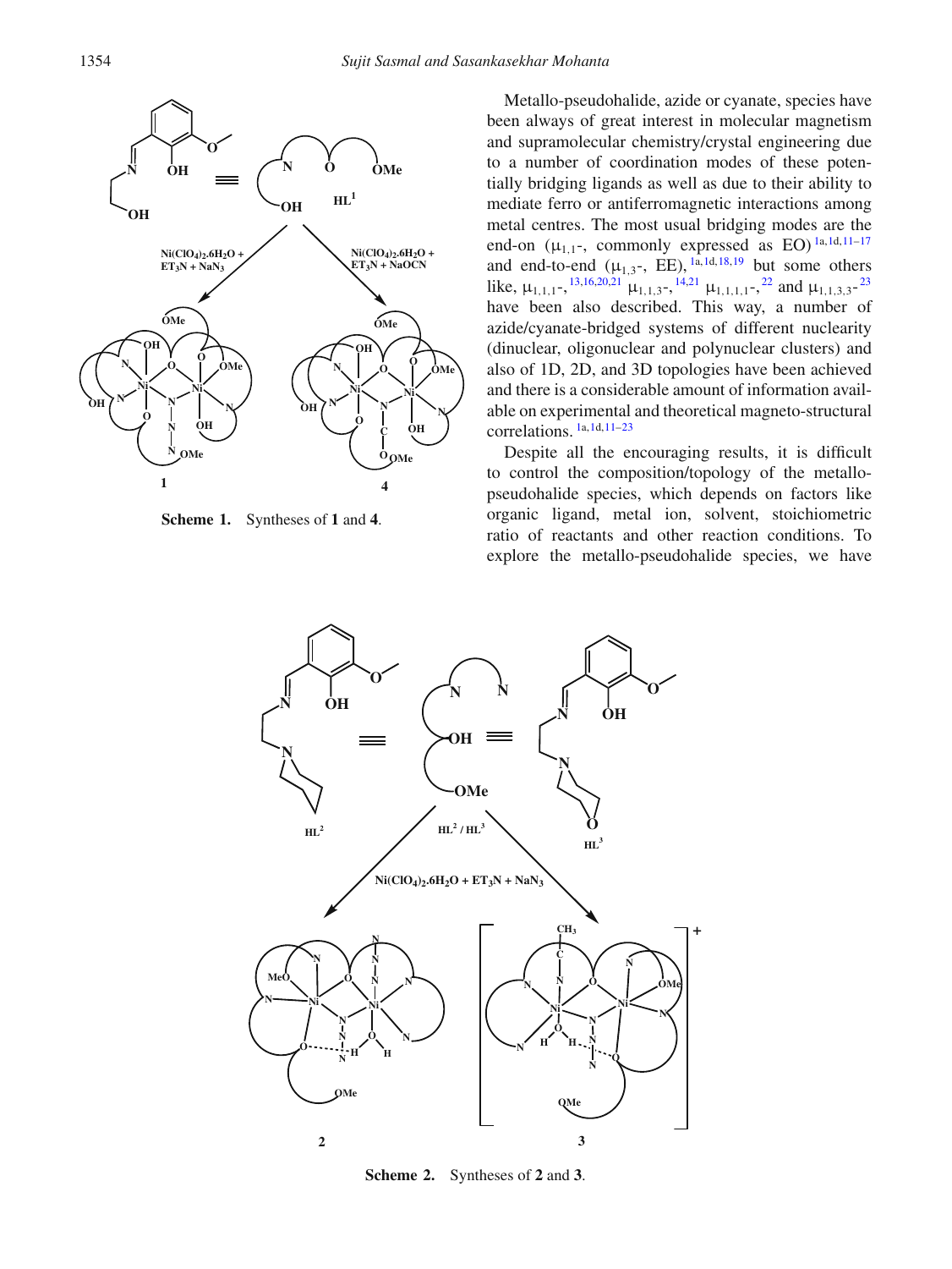Scheme 1. Syntheses of **1** and **4**.

Metallo-pseudohalide, azide or cyanate, species have been always of great interest in molecular magnetism and supramolecular chemistry/crystal engineering due to a number of coordination modes of these potentially bridging ligands as well as due to their ability to mediate ferro or antiferromagnetic interactions among metal centres. The most usual bridging modes are the end-on ($\mu_{1,1}$-, commonly expressed as EO)[1a,1d,11–17] and end-to-end ($\mu_{1,3}$-, EE),[1a,1d,18,19] but some others like, $\mu_{1,1,1}$-,[13,16,20,21] $\mu_{1,1,3}$-,[14,21] $\mu_{1,1,1,1}$-,[22] and $\mu_{1,1,3,3}$-[23] have been also described. This way, a number of azide/cyanate-bridged systems of different nuclearity (dinuclear, oligonuclear and polynuclear clusters) and also of 1D, 2D, and 3D topologies have been achieved and there is a considerable amount of information available on experimental and theoretical magneto-structural correlations.[1a,1d,11–23]

Despite all the encouraging results, it is difficult to control the composition/topology of the metallo-pseudohalide species, which depends on factors like organic ligand, metal ion, solvent, stoichiometric ratio of reactants and other reaction conditions. To explore the metallo-pseudohalide species, we have

Scheme 2. Syntheses of **2** and **3**.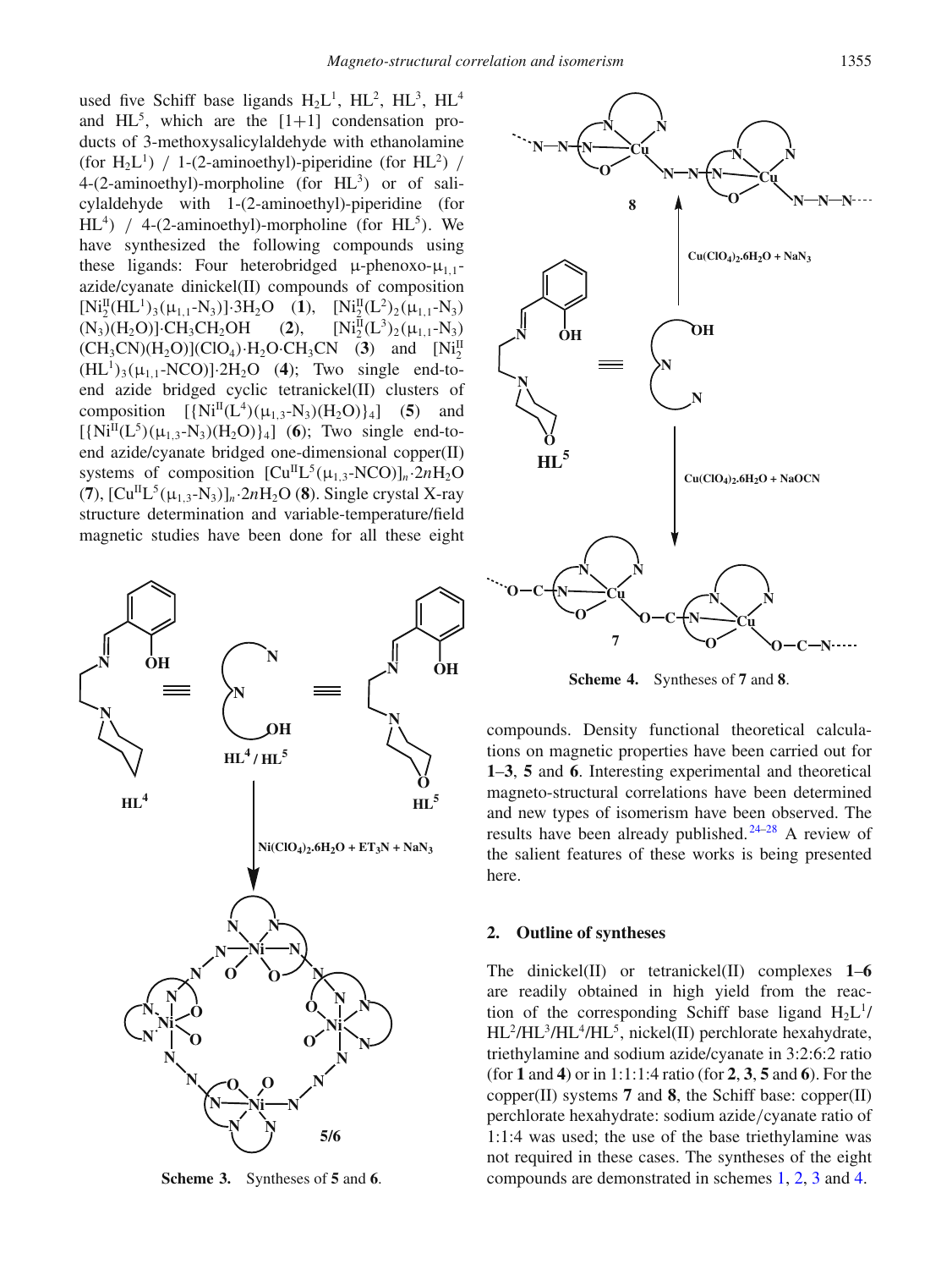used five Schiff base ligands $H_2L^1$, $HL^2$, $HL^3$, $HL^4$ and $HL^5$, which are the [1+1] condensation products of 3-methoxysalicylaldehyde with ethanolamine (for $H_2L^1$) / 1-(2-aminoethyl)-piperidine (for $HL^2$) / 4-(2-aminoethyl)-morpholine (for $HL^3$) or of salicylaldehyde with 1-(2-aminoethyl)-piperidine (for $HL^4$) / 4-(2-aminoethyl)-morpholine (for $HL^5$). We have synthesized the following compounds using these ligands: Four heterobridged μ-phenoxo-$\mu_{1,1}$-azide/cyanate dinickel(II) compounds of composition $[Ni^{II}_2(HL^1)_3(\mu_{1,1}\text{-}N_3)]\cdot 3H_2O$ (**1**), $[Ni^{II}_2(L^2)_2(\mu_{1,1}\text{-}N_3)(N_3)(H_2O)]\cdot CH_3CH_2OH$ (**2**), $[Ni^{II}_2(L^3)_2(\mu_{1,1}\text{-}N_3)(CH_3CN)(H_2O)](ClO_4)\cdot H_2O\cdot CH_3CN$ (**3**) and $[Ni^{II}_2(HL^1)_3(\mu_{1,1}\text{-}NCO)]\cdot 2H_2O$ (**4**); Two single end-to-end azide bridged cyclic tetranickel(II) clusters of composition $[\{Ni^{II}(L^4)(\mu_{1,3}\text{-}N_3)(H_2O)\}_4]$ (**5**) and $[\{Ni^{II}(L^5)(\mu_{1,3}\text{-}N_3)(H_2O)\}_4]$ (**6**); Two single end-to-end azide/cyanate bridged one-dimensional copper(II) systems of composition $[Cu^{II}L^5(\mu_{1,3}\text{-}NCO)]_n\cdot 2nH_2O$ (**7**), $[Cu^{II}L^5(\mu_{1,3}\text{-}N_3)]_n\cdot 2nH_2O$ (**8**). Single crystal X-ray structure determination and variable-temperature/field magnetic studies have been done for all these eight compounds. Density functional theoretical calculations on magnetic properties have been carried out for **1**–**3**, **5** and **6**. Interesting experimental and theoretical magneto-structural correlations have been determined and new types of isomerism have been observed. The results have been already published.[24–28] A review of the salient features of these works is being presented here.

**Scheme 3.** Syntheses of **5** and **6**.

**Scheme 4.** Syntheses of **7** and **8**.

## 2. Outline of syntheses

The dinickel(II) or tetranickel(II) complexes **1**–**6** are readily obtained in high yield from the reaction of the corresponding Schiff base ligand $H_2L^1$/$HL^2$/$HL^3$/$HL^4$/$HL^5$, nickel(II) perchlorate hexahydrate, triethylamine and sodium azide/cyanate in 3:2:6:2 ratio (for **1** and **4**) or in 1:1:1:4 ratio (for **2**, **3**, **5** and **6**). For the copper(II) systems **7** and **8**, the Schiff base: copper(II) perchlorate hexahydrate: sodium azide/cyanate ratio of 1:1:4 was used; the use of the base triethylamine was not required in these cases. The syntheses of the eight compounds are demonstrated in schemes 1, 2, 3 and 4.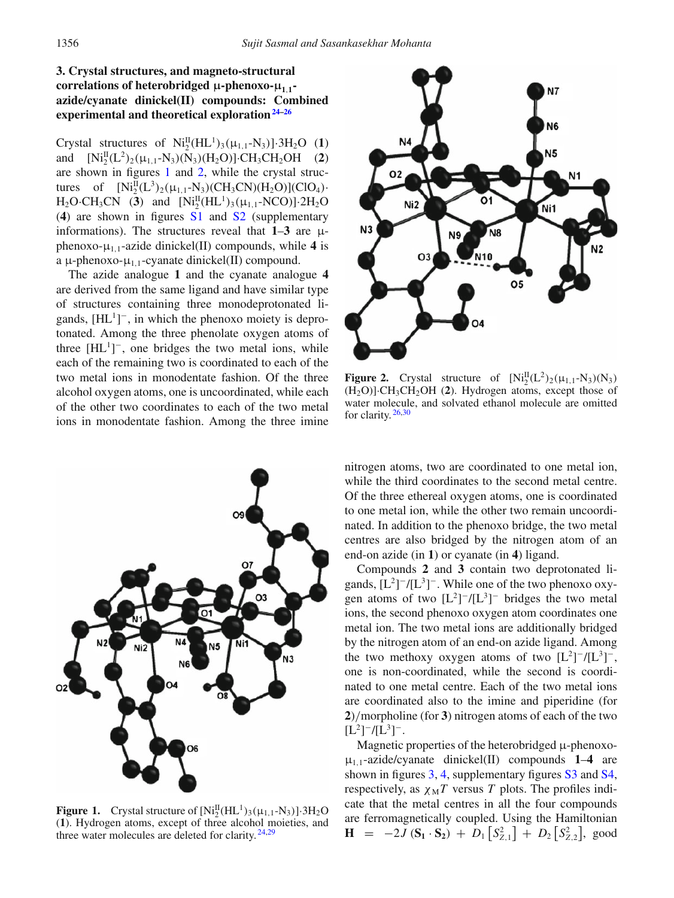### 3. Crystal structures, and magneto-structural correlations of heterobridged μ-phenoxo-$\mu_{1,1}$-azide/cyanate dinickel(II) compounds: Combined experimental and theoretical exploration[24–26]

Crystal structures of $[Ni^{II}_2(HL^1)_3(\mu_{1,1}\text{-}N_3)]\cdot 3H_2O$ (**1**) and $[Ni^{II}_2(L^2)_2(\mu_{1,1}\text{-}N_3)(N_3)(H_2O)]\cdot CH_3CH_2OH$ (**2**) are shown in figures 1 and 2, while the crystal structures of $[Ni^{II}_2(L^3)_2(\mu_{1,1}\text{-}N_3)(CH_3CN)(H_2O)](ClO_4)\cdot H_2O\cdot CH_3CN$ (**3**) and $[Ni^{II}_2(HL^1)_3(\mu_{1,1}\text{-}NCO)]\cdot 2H_2O$ (**4**) are shown in figures S1 and S2 (supplementary informations). The structures reveal that **1**–**3** are μ-phenoxo-$\mu_{1,1}$-azide dinickel(II) compounds, while **4** is a μ-phenoxo-$\mu_{1,1}$-cyanate dinickel(II) compound.

The azide analogue **1** and the cyanate analogue **4** are derived from the same ligand and have similar type of structures containing three monodeprotonated ligands, $[HL^1]^-$, in which the phenoxo moiety is deprotonated. Among the three phenolate oxygen atoms of three $[HL^1]^-$, one bridges the two metal ions, while each of the remaining two is coordinated to each of the two metal ions in monodentate fashion. Of the three alcohol oxygen atoms, one is uncoordinated, while each of the other two coordinates to each of the two metal ions in monodentate fashion. Among the three imine nitrogen atoms, two are coordinated to one metal ion, while the third coordinates to the second metal centre. Of the three ethereal oxygen atoms, one is coordinated to one metal ion, while the other two remain uncoordinated. In addition to the phenoxo bridge, the two metal centres are also bridged by the nitrogen atom of an end-on azide (in **1**) or cyanate (in **4**) ligand.

Figure 2. Crystal structure of $[Ni^{II}_2(L^2)_2(\mu_{1,1}\text{-}N_3)(N_3)(H_2O)]\cdot CH_3CH_2OH$ (**2**). Hydrogen atoms, except those of water molecule, and solvated ethanol molecule are omitted for clarity.[26,30]

Figure 1. Crystal structure of $[Ni^{II}_2(HL^1)_3(\mu_{1,1}\text{-}N_3)]\cdot 3H_2O$ (**1**). Hydrogen atoms, except of three alcohol moieties, and three water molecules are deleted for clarity.[24,29]

Compounds **2** and **3** contain two deprotonated ligands, $[L^2]^-$/$[L^3]^-$. While one of the two phenoxo oxygen atoms of two $[L^2]^-$/$[L^3]^-$ bridges the two metal ions, the second phenoxo oxygen atom coordinates one metal ion. The two metal ions are additionally bridged by the nitrogen atom of an end-on azide ligand. Among the two methoxy oxygen atoms of two $[L^2]^-$/$[L^3]^-$, one is non-coordinated, while the second is coordinated to one metal centre. Each of the two metal ions are coordinated also to the imine and piperidine (for **2**)/morpholine (for **3**) nitrogen atoms of each of the two $[L^2]^-$/$[L^3]^-$.

Magnetic properties of the heterobridged μ-phenoxo-$\mu_{1,1}$-azide/cyanate dinickel(II) compounds **1**–**4** are shown in figures 3, 4, supplementary figures S3 and S4, respectively, as $\chi_M T$ versus $T$ plots. The profiles indicate that the metal centres in all the four compounds are ferromagnetically coupled. Using the Hamiltonian $\mathbf{H} = -2J(\mathbf{S_1}\cdot\mathbf{S_2}) + D_1\left[S^2_{Z,1}\right] + D_2\left[S^2_{Z,2}\right]$, good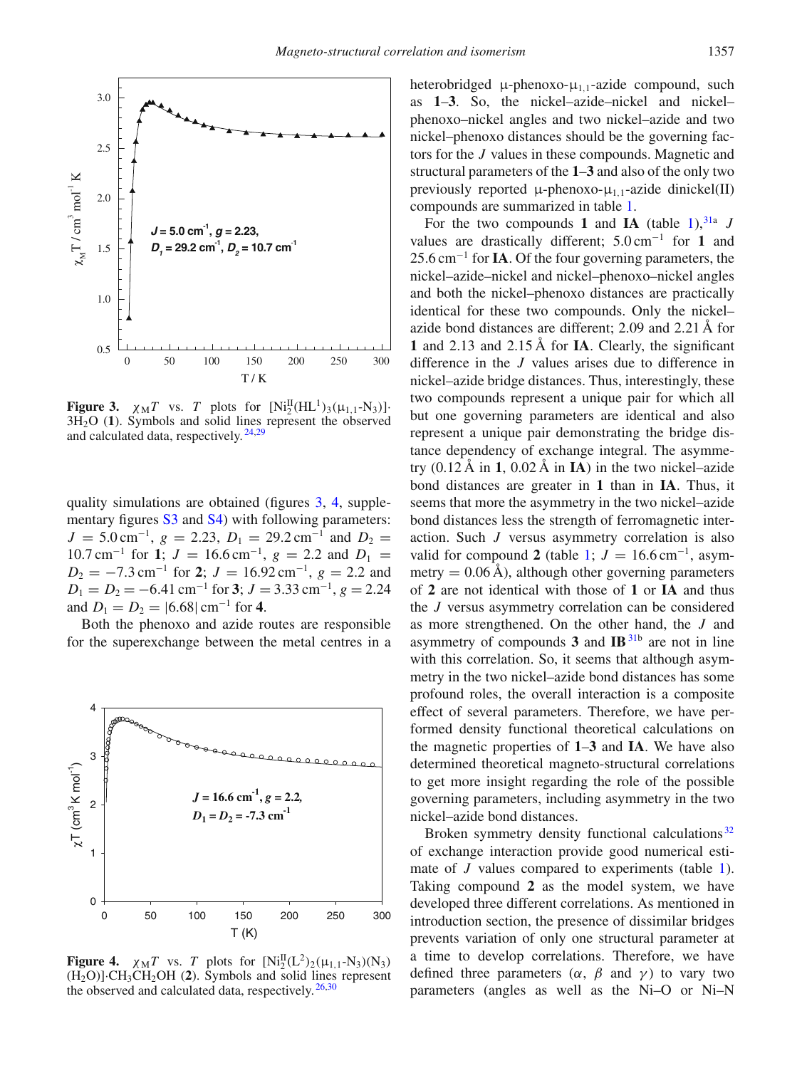**Figure 3.** $\chi_M T$ vs. $T$ plots for $[Ni^{II}_2(HL^1)_3(\mu_{1,1}\text{-}N_3)]\cdot 3H_2O$ (**1**). Symbols and solid lines represent the observed and calculated data, respectively.[24,29]

quality simulations are obtained (figures 3, 4, supplementary figures S3 and S4) with following parameters: $J = 5.0\,\text{cm}^{-1}$, $g = 2.23$, $D_1 = 29.2\,\text{cm}^{-1}$ and $D_2 = 10.7\,\text{cm}^{-1}$ for **1**; $J = 16.6\,\text{cm}^{-1}$, $g = 2.2$ and $D_1 = D_2 = -7.3\,\text{cm}^{-1}$ for **2**; $J = 16.92\,\text{cm}^{-1}$, $g = 2.2$ and $D_1 = D_2 = -6.41\,\text{cm}^{-1}$ for **3**; $J = 3.33\,\text{cm}^{-1}$, $g = 2.24$ and $D_1 = D_2 = |6.68|\,\text{cm}^{-1}$ for **4**.

Both the phenoxo and azide routes are responsible for the superexchange between the metal centres in a

**Figure 4.** $\chi_M T$ vs. $T$ plots for $[Ni^{II}_2(L^2)_2(\mu_{1,1}\text{-}N_3)(N_3)(H_2O)]\cdot CH_3CH_2OH$ (**2**). Symbols and solid lines represent the observed and calculated data, respectively.[26,30]

heterobridged μ-phenoxo-$\mu_{1,1}$-azide compound, such as **1**–**3**. So, the nickel–azide–nickel and nickel–phenoxo–nickel angles and two nickel–azide and two nickel–phenoxo distances should be the governing factors for the $J$ values in these compounds. Magnetic and structural parameters of the **1**–**3** and also of the only two previously reported μ-phenoxo-$\mu_{1,1}$-azide dinickel(II) compounds are summarized in table 1.

For the two compounds **1** and **IA** (table 1),[31a] $J$ values are drastically different; $5.0\,\text{cm}^{-1}$ for **1** and $25.6\,\text{cm}^{-1}$ for **IA**. Of the four governing parameters, the nickel–azide–nickel and nickel–phenoxo–nickel angles and both the nickel–phenoxo distances are practically identical for these two compounds. Only the nickel–azide bond distances are different; 2.09 and 2.21 Å for **1** and 2.13 and 2.15 Å for **IA**. Clearly, the significant difference in the $J$ values arises due to difference in nickel–azide bridge distances. Thus, interestingly, these two compounds represent a unique pair for which all but one governing parameters are identical and also represent a unique pair demonstrating the bridge distance dependency of exchange integral. The asymmetry (0.12 Å in **1**, 0.02 Å in **IA**) in the two nickel–azide bond distances are greater in **1** than in **IA**. Thus, it seems that more the asymmetry in the two nickel–azide bond distances less the strength of ferromagnetic interaction. Such $J$ versus asymmetry correlation is also valid for compound **2** (table 1; $J = 16.6\,\text{cm}^{-1}$, asymmetry = 0.06 Å), although other governing parameters of **2** are not identical with those of **1** or **IA** and thus the $J$ versus asymmetry correlation can be considered as more strengthened. On the other hand, the $J$ and asymmetry of compounds **3** and **IB**[31b] are not in line with this correlation. So, it seems that although asymmetry in the two nickel–azide bond distances has some profound roles, the overall interaction is a composite effect of several parameters. Therefore, we have performed density functional theoretical calculations on the magnetic properties of **1**–**3** and **IA**. We have also determined theoretical magneto-structural correlations to get more insight regarding the role of the possible governing parameters, including asymmetry in the two nickel–azide bond distances.

Broken symmetry density functional calculations[32] of exchange interaction provide good numerical estimate of $J$ values compared to experiments (table 1). Taking compound **2** as the model system, we have developed three different correlations. As mentioned in introduction section, the presence of dissimilar bridges prevents variation of only one structural parameter at a time to develop correlations. Therefore, we have defined three parameters ($\alpha$, $\beta$ and $\gamma$) to vary two parameters (angles as well as the Ni–O or Ni–N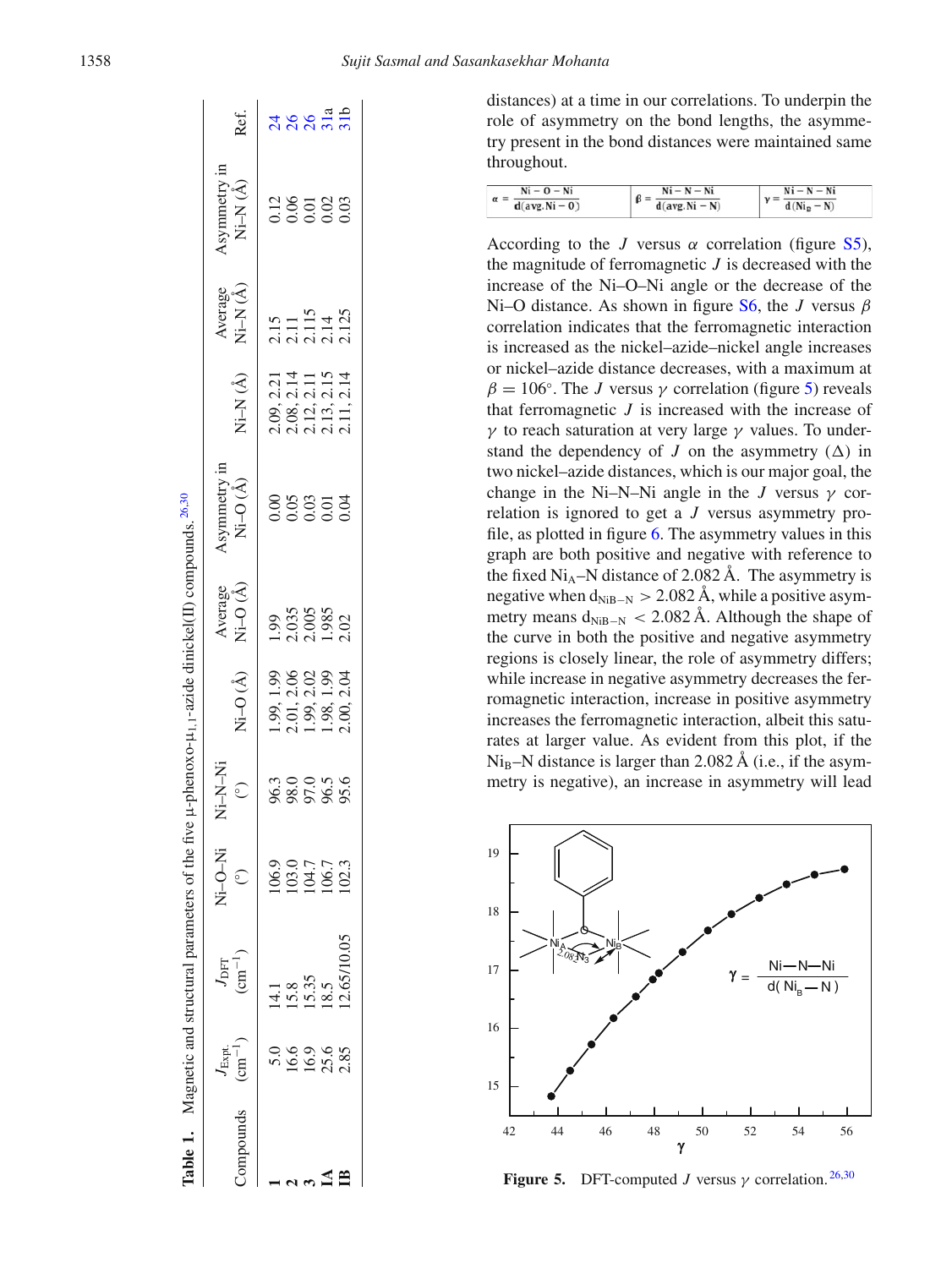**Table 1.** Magnetic and structural parameters of the five μ-phenoxo-$\mu_{1,1}$-azide dinickel(II) compounds.[26,30]

| Compounds | $J_{Expt.}$ ($cm^{-1}$) | $J_{DFT}$ ($cm^{-1}$) | Ni–O–Ni (°) | Ni–N–Ni (°) | Ni–O (Å) | Average Ni–O (Å) | Asymmetry in Ni–O (Å) | Ni–N (Å) | Average Ni–N (Å) | Asymmetry in Ni–N (Å) | Ref. |
|---|---|---|---|---|---|---|---|---|---|---|---|
| **1** | 5.0 | 14.1 | 106.9 | 96.3 | 1.99, 1.99 | 1.99 | 0.00 | 2.09, 2.21 | 2.15 | 0.12 | 24 |
| **2** | 16.6 | 15.8 | 103.0 | 98.0 | 2.01, 2.06 | 2.035 | 0.05 | 2.08, 2.14 | 2.11 | 0.06 | 26 |
| **3** | 16.9 | 15.35 | 104.7 | 97.0 | 1.99, 2.02 | 2.005 | 0.03 | 2.12, 2.11 | 2.115 | 0.01 | 26 |
| **IA** | 25.6 | 18.5 | 106.7 | 96.5 | 1.98, 1.99 | 1.985 | 0.01 | 2.13, 2.15 | 2.14 | 0.02 | 31a |
| **IB** | 2.85 | 12.65/10.05 | 102.3 | 95.6 | 2.00, 2.04 | 2.02 | 0.04 | 2.11, 2.14 | 2.125 | 0.03 | 31b |

distances) at a time in our correlations. To underpin the role of asymmetry on the bond lengths, the asymmetry present in the bond distances were maintained same throughout.

| $\alpha = \frac{Ni-O-Ni}{d(avg.Ni-O)}$ | $\beta = \frac{Ni-N-Ni}{d(avg.Ni-N)}$ | $\gamma = \frac{Ni-N-Ni}{d(Ni_B-N)}$ |
|---|---|---|

According to the $J$ versus $\alpha$ correlation (figure S5), the magnitude of ferromagnetic $J$ is decreased with the increase of the Ni–O–Ni angle or the decrease of the Ni–O distance. As shown in figure S6, the $J$ versus $\beta$ correlation indicates that the ferromagnetic interaction is increased as the nickel–azide–nickel angle increases or nickel–azide distance decreases, with a maximum at $\beta = 106°$. The $J$ versus $\gamma$ correlation (figure 5) reveals that ferromagnetic $J$ is increased with the increase of $\gamma$ to reach saturation at very large $\gamma$ values. To understand the dependency of $J$ on the asymmetry ($\Delta$) in two nickel–azide distances, which is our major goal, the change in the Ni–N–Ni angle in the $J$ versus $\gamma$ correlation is ignored to get a $J$ versus asymmetry profile, as plotted in figure 6. The asymmetry values in this graph are both positive and negative with reference to the fixed $Ni_A$–N distance of 2.082 Å. The asymmetry is negative when $d_{NiB-N} > 2.082$ Å, while a positive asymmetry means $d_{NiB-N} < 2.082$ Å. Although the shape of the curve in both the positive and negative asymmetry regions is closely linear, the role of asymmetry differs; while increase in negative asymmetry decreases the ferromagnetic interaction, increase in positive asymmetry increases the ferromagnetic interaction, albeit this saturates at larger value. As evident from this plot, if the $Ni_B$–N distance is larger than 2.082 Å (i.e., if the asymmetry is negative), an increase in asymmetry will lead

**Figure 5.** DFT-computed $J$ versus $\gamma$ correlation.[26,30]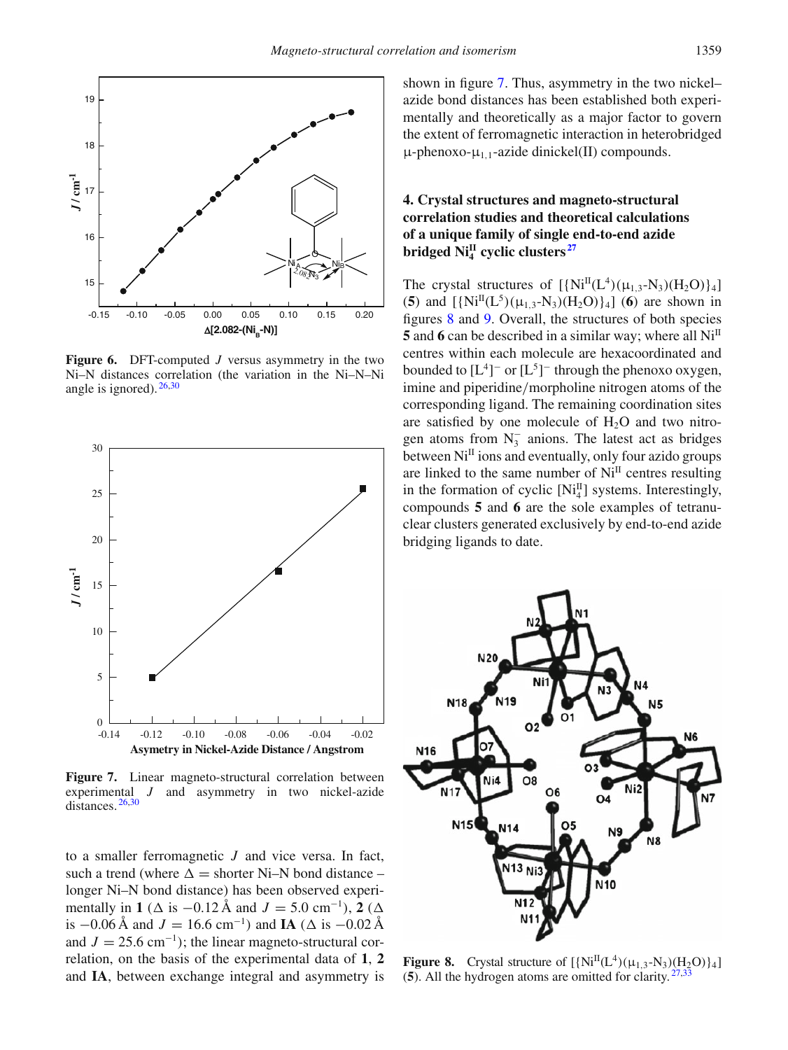**Figure 6.** DFT-computed $J$ versus asymmetry in the two Ni–N distances correlation (the variation in the Ni–N–Ni angle is ignored).[26,30]

**Figure 7.** Linear magneto-structural correlation between experimental $J$ and asymmetry in two nickel-azide distances.[26,30]

to a smaller ferromagnetic $J$ and vice versa. In fact, such a trend (where $\Delta$ = shorter Ni–N bond distance – longer Ni–N bond distance) has been observed experimentally in **1** ($\Delta$ is $-0.12$ Å and $J = 5.0$ cm$^{-1}$), **2** ($\Delta$ is $-0.06$ Å and $J = 16.6$ cm$^{-1}$) and **IA** ($\Delta$ is $-0.02$ Å and $J = 25.6$ cm$^{-1}$); the linear magneto-structural correlation, on the basis of the experimental data of **1**, **2** and **IA**, between exchange integral and asymmetry is shown in figure 7. Thus, asymmetry in the two nickel–azide bond distances has been established both experimentally and theoretically as a major factor to govern the extent of ferromagnetic interaction in heterobridged $\mu$-phenoxo-$\mu_{1,1}$-azide dinickel(II) compounds.

## 4. Crystal structures and magneto-structural correlation studies and theoretical calculations of a unique family of single end-to-end azide bridged $Ni_4^{II}$ cyclic clusters[27]

The crystal structures of $[\{Ni^{II}(L^4)(\mu_{1,3}\text{-}N_3)(H_2O)\}_4]$ (**5**) and $[\{Ni^{II}(L^5)(\mu_{1,3}\text{-}N_3)(H_2O)\}_4]$ (**6**) are shown in figures 8 and 9. Overall, the structures of both species **5** and **6** can be described in a similar way; where all $Ni^{II}$ centres within each molecule are hexacoordinated and bounded to $[L^4]^-$ or $[L^5]^-$ through the phenoxo oxygen, imine and piperidine/morpholine nitrogen atoms of the corresponding ligand. The remaining coordination sites are satisfied by one molecule of $H_2O$ and two nitrogen atoms from $N_3^-$ anions. The latest act as bridges between $Ni^{II}$ ions and eventually, only four azido groups are linked to the same number of $Ni^{II}$ centres resulting in the formation of cyclic $[Ni_4^{II}]$ systems. Interestingly, compounds **5** and **6** are the sole examples of tetranuclear clusters generated exclusively by end-to-end azide bridging ligands to date.

**Figure 8.** Crystal structure of $[\{Ni^{II}(L^4)(\mu_{1,3}\text{-}N_3)(H_2O)\}_4]$ (**5**). All the hydrogen atoms are omitted for clarity.[27,33]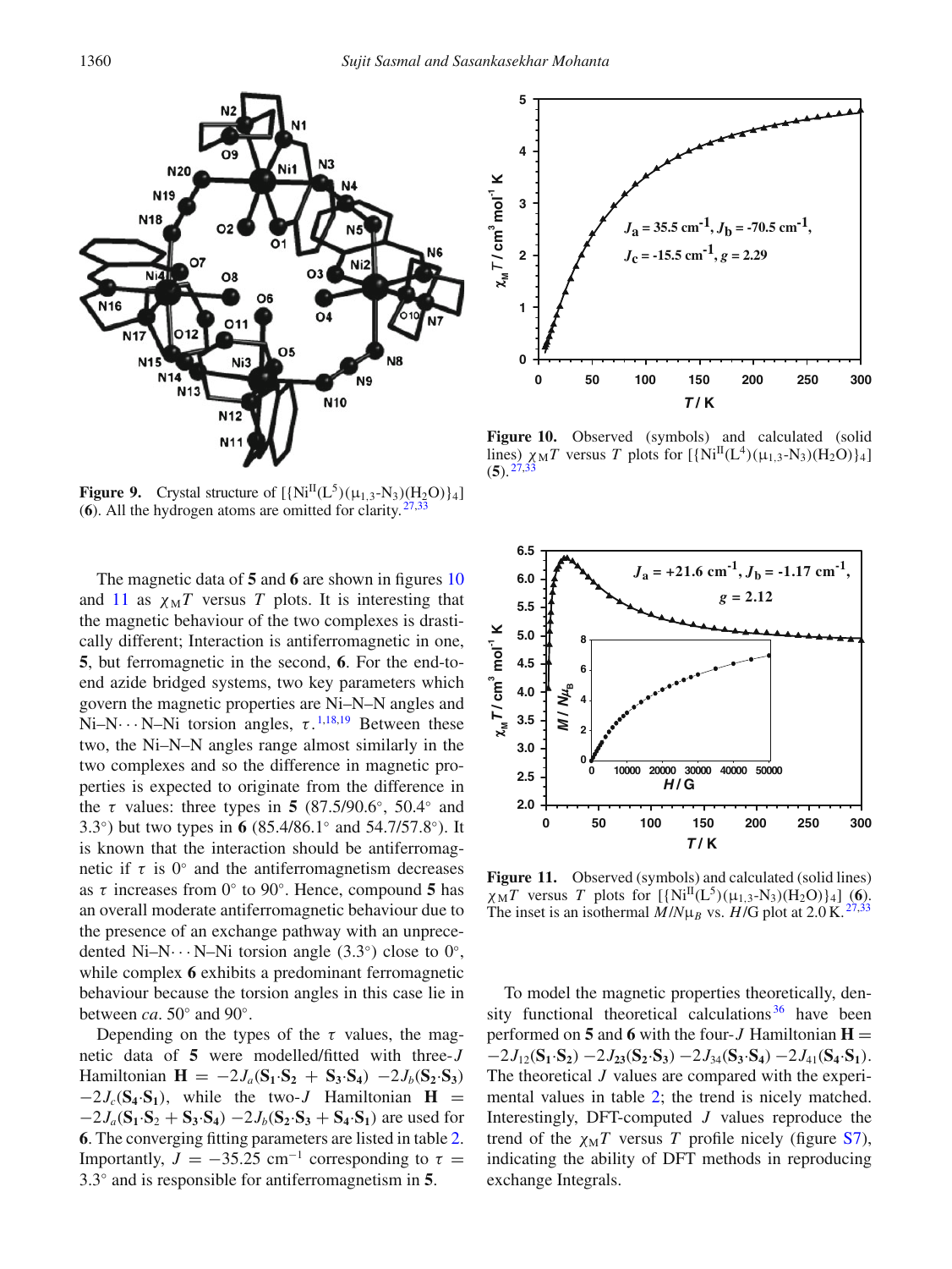**Figure 9.** Crystal structure of $[\{Ni^{II}(L^5)(\mu_{1,3}\text{-}N_3)(H_2O)\}_4]$ (**6**). All the hydrogen atoms are omitted for clarity.[27,33]

**Figure 10.** Observed (symbols) and calculated (solid lines) $\chi_M T$ versus $T$ plots for $[\{Ni^{II}(L^4)(\mu_{1,3}\text{-}N_3)(H_2O)\}_4]$ (**5**).[27,33]

The magnetic data of **5** and **6** are shown in figures 10 and 11 as $\chi_M T$ versus $T$ plots. It is interesting that the magnetic behaviour of the two complexes is drastically different; Interaction is antiferromagnetic in one, **5**, but ferromagnetic in the second, **6**. For the end-to-end azide bridged systems, two key parameters which govern the magnetic properties are Ni–N–N angles and Ni–N$\cdots$N–Ni torsion angles, $\tau$.[1,18,19] Between these two, the Ni–N–N angles range almost similarly in the two complexes and so the difference in magnetic properties is expected to originate from the difference in the $\tau$ values: three types in **5** (87.5/90.6°, 50.4° and 3.3°) but two types in **6** (85.4/86.1° and 54.7/57.8°). It is known that the interaction should be antiferromagnetic if $\tau$ is 0° and the antiferromagnetism decreases as $\tau$ increases from 0° to 90°. Hence, compound **5** has an overall moderate antiferromagnetic behaviour due to the presence of an exchange pathway with an unprecedented Ni–N$\cdots$N–Ni torsion angle (3.3°) close to 0°, while complex **6** exhibits a predominant ferromagnetic behaviour because the torsion angles in this case lie in between *ca*. 50° and 90°.

Depending on the types of the $\tau$ values, the magnetic data of **5** were modelled/fitted with three-$J$ Hamiltonian $\mathbf{H} = -2J_a(\mathbf{S_1}\cdot\mathbf{S_2} + \mathbf{S_3}\cdot\mathbf{S_4}) - 2J_b(\mathbf{S_2}\cdot\mathbf{S_3}) - 2J_c(\mathbf{S_4}\cdot\mathbf{S_1})$, while the two-$J$ Hamiltonian $\mathbf{H} = -2J_a(\mathbf{S_1}\cdot\mathbf{S_2} + \mathbf{S_3}\cdot\mathbf{S_4}) - 2J_b(\mathbf{S_2}\cdot\mathbf{S_3} + \mathbf{S_4}\cdot\mathbf{S_1})$ are used for **6**. The converging fitting parameters are listed in table 2. Importantly, $J = -35.25\ \text{cm}^{-1}$ corresponding to $\tau = 3.3°$ and is responsible for antiferromagnetism in **5**.

**Figure 11.** Observed (symbols) and calculated (solid lines) $\chi_M T$ versus $T$ plots for $[\{Ni^{II}(L^5)(\mu_{1,3}\text{-}N_3)(H_2O)\}_4]$ (**6**). The inset is an isothermal $M/N\mu_B$ vs. $H$/G plot at 2.0 K.[27,33]

To model the magnetic properties theoretically, density functional theoretical calculations[36] have been performed on **5** and **6** with the four-$J$ Hamiltonian $\mathbf{H} = -2J_{12}(\mathbf{S_1}\cdot\mathbf{S_2}) - 2J_{23}(\mathbf{S_2}\cdot\mathbf{S_3}) - 2J_{34}(\mathbf{S_3}\cdot\mathbf{S_4}) - 2J_{41}(\mathbf{S_4}\cdot\mathbf{S_1})$. The theoretical $J$ values are compared with the experimental values in table 2; the trend is nicely matched. Interestingly, DFT-computed $J$ values reproduce the trend of the $\chi_M T$ versus $T$ profile nicely (figure S7), indicating the ability of DFT methods in reproducing exchange Integrals.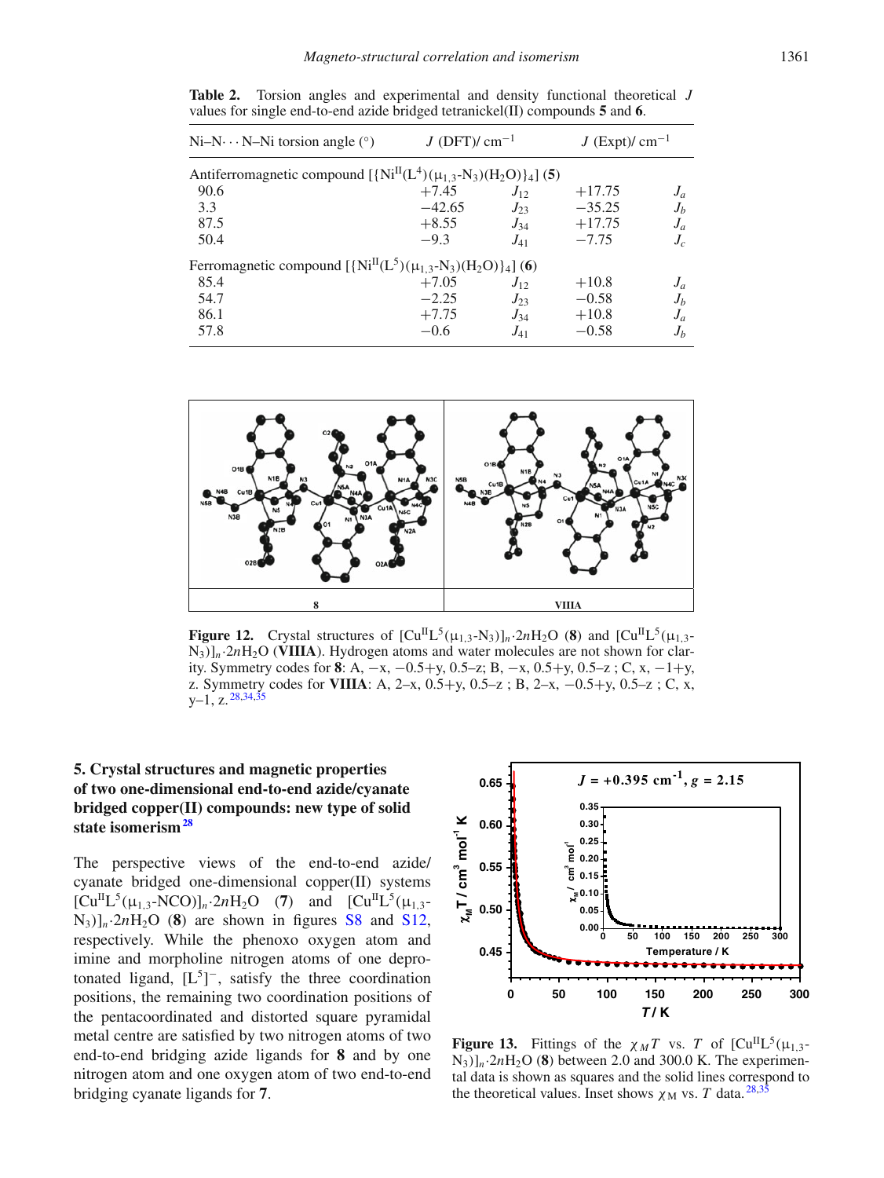**Table 2.** Torsion angles and experimental and density functional theoretical $J$ values for single end-to-end azide bridged tetranickel(II) compounds **5** and **6**.

| Ni–N$\cdots$N–Ni torsion angle (°) | $J$ (DFT)/ cm$^{-1}$ | | $J$ (Expt)/ cm$^{-1}$ | |
|---|---|---|---|---|
| Antiferromagnetic compound $[\{Ni^{II}(L^4)(\mu_{1,3}\text{-}N_3)(H_2O)\}_4]$ (**5**) | | | | |
| 90.6 | +7.45 | $J_{12}$ | +17.75 | $J_a$ |
| 3.3 | −42.65 | $J_{23}$ | −35.25 | $J_b$ |
| 87.5 | +8.55 | $J_{34}$ | +17.75 | $J_a$ |
| 50.4 | −9.3 | $J_{41}$ | −7.75 | $J_c$ |
| Ferromagnetic compound $[\{Ni^{II}(L^5)(\mu_{1,3}\text{-}N_3)(H_2O)\}_4]$ (**6**) | | | | |
| 85.4 | +7.05 | $J_{12}$ | +10.8 | $J_a$ |
| 54.7 | −2.25 | $J_{23}$ | −0.58 | $J_b$ |
| 86.1 | +7.75 | $J_{34}$ | +10.8 | $J_a$ |
| 57.8 | −0.6 | $J_{41}$ | −0.58 | $J_b$ |

**Figure 12.** Crystal structures of $[Cu^{II}L^5(\mu_{1,3}\text{-}N_3)]_n{\cdot}2nH_2O$ (**8**) and $[Cu^{II}L^5(\mu_{1,3}\text{-}N_3)]_n{\cdot}2nH_2O$ (**VIIIA**). Hydrogen atoms and water molecules are not shown for clarity. Symmetry codes for **8**: A, −x, −0.5+y, 0.5–z; B, −x, 0.5+y, 0.5–z ; C, x, −1+y, z. Symmetry codes for **VIIIA**: A, 2–x, 0.5+y, 0.5–z ; B, 2–x, −0.5+y, 0.5–z ; C, x, y–1, z.[28,34,35]

## 5. Crystal structures and magnetic properties of two one-dimensional end-to-end azide/cyanate bridged copper(II) compounds: new type of solid state isomerism[28]

The perspective views of the end-to-end azide/cyanate bridged one-dimensional copper(II) systems $[Cu^{II}L^5(\mu_{1,3}\text{-}NCO)]_n{\cdot}2nH_2O$ (**7**) and $[Cu^{II}L^5(\mu_{1,3}\text{-}N_3)]_n{\cdot}2nH_2O$ (**8**) are shown in figures S8 and S12, respectively. While the phenoxo oxygen atom and imine and morpholine nitrogen atoms of one deprotonated ligand, $[L^5]^-$, satisfy the three coordination positions, the remaining two coordination positions of the pentacoordinated and distorted square pyramidal metal centre are satisfied by two nitrogen atoms of two end-to-end bridging azide ligands for **8** and by one nitrogen atom and one oxygen atom of two end-to-end bridging cyanate ligands for **7**.

**Figure 13.** Fittings of the $\chi_M T$ vs. $T$ of $[Cu^{II}L^5(\mu_{1,3}\text{-}N_3)]_n{\cdot}2nH_2O$ (**8**) between 2.0 and 300.0 K. The experimental data is shown as squares and the solid lines correspond to the theoretical values. Inset shows $\chi_M$ vs. $T$ data.[28,35]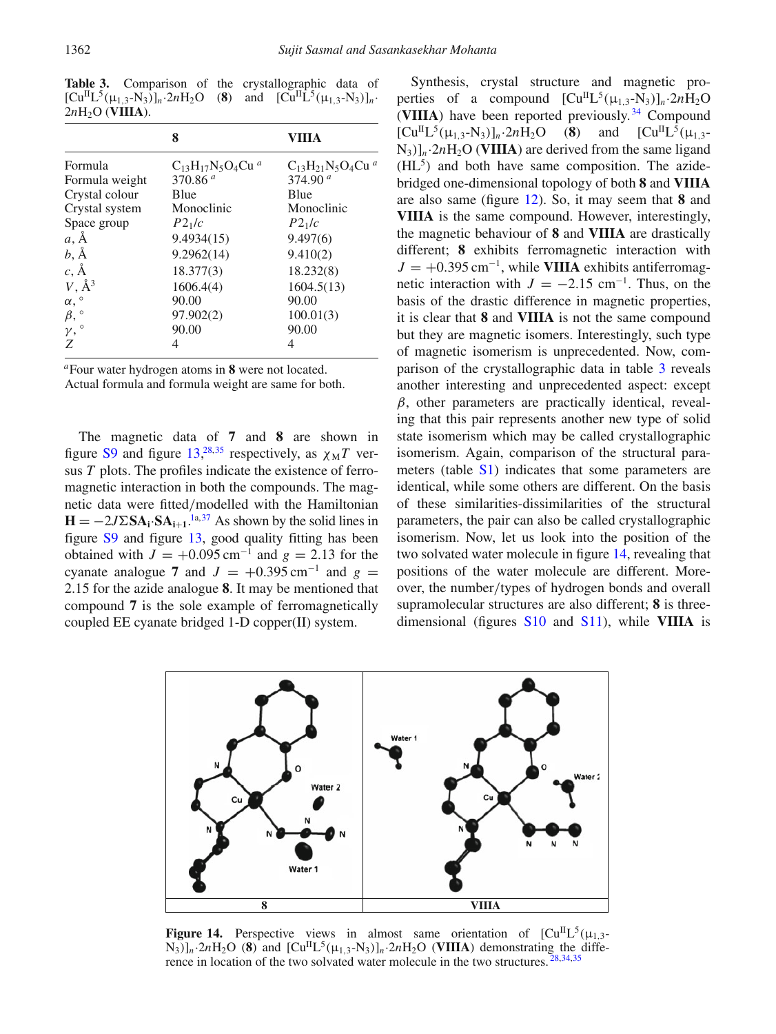**Table 3.** Comparison of the crystallographic data of $[Cu^{II}L^5(\mu_{1,3}\text{-}N_3)]_n{\cdot}2nH_2O$ (**8**) and $[Cu^{II}L^5(\mu_{1,3}\text{-}N_3)]_n{\cdot}2nH_2O$ (**VIIIA**).

| | 8 | VIIIA |
|---|---|---|
| Formula | $C_{13}H_{17}N_5O_4Cu$ [a] | $C_{13}H_{21}N_5O_4Cu$ [a] |
| Formula weight | 370.86 [a] | 374.90 [a] |
| Crystal colour | Blue | Blue |
| Crystal system | Monoclinic | Monoclinic |
| Space group | $P2_1/c$ | $P2_1/c$ |
| $a$, Å | 9.4934(15) | 9.497(6) |
| $b$, Å | 9.2962(14) | 9.410(2) |
| $c$, Å | 18.377(3) | 18.232(8) |
| $V$, Å$^3$ | 1606.4(4) | 1604.5(13) |
| $\alpha$, ° | 90.00 | 90.00 |
| $\beta$, ° | 97.902(2) | 100.01(3) |
| $\gamma$, ° | 90.00 | 90.00 |
| $Z$ | 4 | 4 |

[a]Four water hydrogen atoms in **8** were not located.
Actual formula and formula weight are same for both.

The magnetic data of **7** and **8** are shown in figure S9 and figure 13,[28,35] respectively, as $\chi_M T$ versus $T$ plots. The profiles indicate the existence of ferromagnetic interaction in both the compounds. The magnetic data were fitted/modelled with the Hamiltonian $\mathbf{H} = -2J\Sigma \mathbf{SA_i}{\cdot}\mathbf{SA_{i+1}}$.[1a,37] As shown by the solid lines in figure S9 and figure 13, good quality fitting has been obtained with $J = +0.095\,\text{cm}^{-1}$ and $g = 2.13$ for the cyanate analogue **7** and $J = +0.395\,\text{cm}^{-1}$ and $g = 2.15$ for the azide analogue **8**. It may be mentioned that compound **7** is the sole example of ferromagnetically coupled EE cyanate bridged 1-D copper(II) system.

Synthesis, crystal structure and magnetic properties of a compound $[Cu^{II}L^5(\mu_{1,3}\text{-}N_3)]_n{\cdot}2nH_2O$ (**VIIIA**) have been reported previously.[34] Compound $[Cu^{II}L^5(\mu_{1,3}\text{-}N_3)]_n{\cdot}2nH_2O$ (**8**) and $[Cu^{II}L^5(\mu_{1,3}\text{-}N_3)]_n{\cdot}2nH_2O$ (**VIIIA**) are derived from the same ligand ($HL^5$) and both have same composition. The azide-bridged one-dimensional topology of both **8** and **VIIIA** are also same (figure 12). So, it may seem that **8** and **VIIIA** is the same compound. However, interestingly, the magnetic behaviour of **8** and **VIIIA** are drastically different; **8** exhibits ferromagnetic interaction with $J = +0.395\,\text{cm}^{-1}$, while **VIIIA** exhibits antiferromagnetic interaction with $J = -2.15\,\text{cm}^{-1}$. Thus, on the basis of the drastic difference in magnetic properties, it is clear that **8** and **VIIIA** is not the same compound but they are magnetic isomers. Interestingly, such type of magnetic isomerism is unprecedented. Now, comparison of the crystallographic data in table 3 reveals another interesting and unprecedented aspect: except $\beta$, other parameters are practically identical, revealing that this pair represents another new type of solid state isomerism which may be called crystallographic isomerism. Again, comparison of the structural parameters (table S1) indicates that some parameters are identical, while some others are different. On the basis of these similarities-dissimilarities of the structural parameters, the pair can also be called crystallographic isomerism. Now, let us look into the position of the two solvated water molecule in figure 14, revealing that positions of the water molecule are different. Moreover, the number/types of hydrogen bonds and overall supramolecular structures are also different; **8** is three-dimensional (figures S10 and S11), while **VIIIA** is

**Figure 14.** Perspective views in almost same orientation of $[Cu^{II}L^5(\mu_{1,3}\text{-}N_3)]_n{\cdot}2nH_2O$ (**8**) and $[Cu^{II}L^5(\mu_{1,3}\text{-}N_3)]_n{\cdot}2nH_2O$ (**VIIIA**) demonstrating the difference in location of the two solvated water molecule in the two structures.[28,34,35]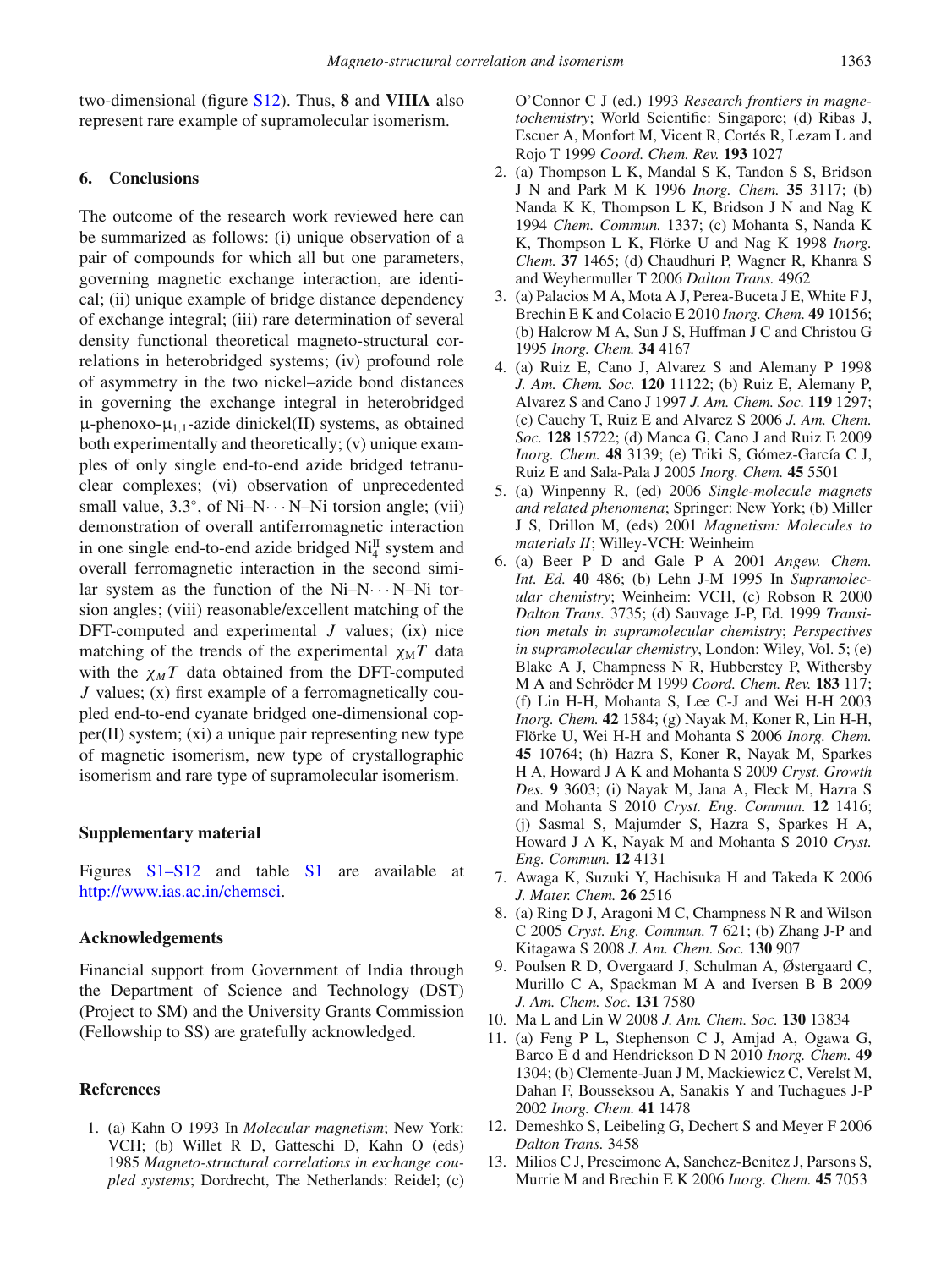two-dimensional (figure S12). Thus, **8** and **VIIIA** also represent rare example of supramolecular isomerism.

## 6. Conclusions

The outcome of the research work reviewed here can be summarized as follows: (i) unique observation of a pair of compounds for which all but one parameters, governing magnetic exchange interaction, are identical; (ii) unique example of bridge distance dependency of exchange integral; (iii) rare determination of several density functional theoretical magneto-structural correlations in heterobridged systems; (iv) profound role of asymmetry in the two nickel–azide bond distances in governing the exchange integral in heterobridged μ-phenoxo-$\mu_{1,1}$-azide dinickel(II) systems, as obtained both experimentally and theoretically; (v) unique examples of only single end-to-end azide bridged tetranuclear complexes; (vi) observation of unprecedented small value, 3.3°, of Ni–N···N–Ni torsion angle; (vii) demonstration of overall antiferromagnetic interaction in one single end-to-end azide bridged $Ni^{II}_4$ system and overall ferromagnetic interaction in the second similar system as the function of the Ni–N···N–Ni torsion angles; (viii) reasonable/excellent matching of the DFT-computed and experimental $J$ values; (ix) nice matching of the trends of the experimental $\chi_M T$ data with the $\chi_M T$ data obtained from the DFT-computed $J$ values; (x) first example of a ferromagnetically coupled end-to-end cyanate bridged one-dimensional copper(II) system; (xi) a unique pair representing new type of magnetic isomerism, new type of crystallographic isomerism and rare type of supramolecular isomerism.

### Supplementary material

Figures S1–S12 and table S1 are available at http://www.ias.ac.in/chemsci.

### Acknowledgements

Financial support from Government of India through the Department of Science and Technology (DST) (Project to SM) and the University Grants Commission (Fellowship to SS) are gratefully acknowledged.

### References

1. (a) Kahn O 1993 In *Molecular magnetism*; New York: VCH; (b) Willet R D, Gatteschi D, Kahn O (eds) 1985 *Magneto-structural correlations in exchange coupled systems*; Dordrecht, The Netherlands: Reidel; (c) O'Connor C J (ed.) 1993 *Research frontiers in magnetochemistry*; World Scientific: Singapore; (d) Ribas J, Escuer A, Monfort M, Vicent R, Cortés R, Lezam L and Rojo T 1999 *Coord. Chem. Rev.* **193** 1027
2. (a) Thompson L K, Mandal S K, Tandon S S, Bridson J N and Park M K 1996 *Inorg. Chem.* **35** 3117; (b) Nanda K K, Thompson L K, Bridson J N and Nag K 1994 *Chem. Commun.* 1337; (c) Mohanta S, Nanda K K, Thompson L K, Flörke U and Nag K 1998 *Inorg. Chem.* **37** 1465; (d) Chaudhuri P, Wagner R, Khanra S and Weyhermuller T 2006 *Dalton Trans.* 4962
3. (a) Palacios M A, Mota A J, Perea-Buceta J E, White F J, Brechin E K and Colacio E 2010 *Inorg. Chem.* **49** 10156; (b) Halcrow M A, Sun J S, Huffman J C and Christou G 1995 *Inorg. Chem.* **34** 4167
4. (a) Ruiz E, Cano J, Alvarez S and Alemany P 1998 *J. Am. Chem. Soc.* **120** 11122; (b) Ruiz E, Alemany P, Alvarez S and Cano J 1997 *J. Am. Chem. Soc*. **119** 1297; (c) Cauchy T, Ruiz E and Alvarez S 2006 *J. Am. Chem. Soc.* **128** 15722; (d) Manca G, Cano J and Ruiz E 2009 *Inorg. Chem.* **48** 3139; (e) Triki S, Gómez-García C J, Ruiz E and Sala-Pala J 2005 *Inorg. Chem.* **45** 5501
5. (a) Winpenny R, (ed) 2006 *Single-molecule magnets and related phenomena*; Springer: New York; (b) Miller J S, Drillon M, (eds) 2001 *Magnetism: Molecules to materials II*; Willey-VCH: Weinheim
6. (a) Beer P D and Gale P A 2001 *Angew. Chem. Int. Ed.* **40** 486; (b) Lehn J-M 1995 In *Supramolecular chemistry*; Weinheim: VCH, (c) Robson R 2000 *Dalton Trans.* 3735; (d) Sauvage J-P, Ed. 1999 *Transition metals in supramolecular chemistry*; *Perspectives in supramolecular chemistry*, London: Wiley, Vol. 5; (e) Blake A J, Champness N R, Hubberstey P, Withersby M A and Schröder M 1999 *Coord. Chem. Rev.* **183** 117; (f) Lin H-H, Mohanta S, Lee C-J and Wei H-H 2003 *Inorg. Chem.* **42** 1584; (g) Nayak M, Koner R, Lin H-H, Flörke U, Wei H-H and Mohanta S 2006 *Inorg. Chem.* **45** 10764; (h) Hazra S, Koner R, Nayak M, Sparkes H A, Howard J A K and Mohanta S 2009 *Cryst. Growth Des.* **9** 3603; (i) Nayak M, Jana A, Fleck M, Hazra S and Mohanta S 2010 *Cryst. Eng. Commun.* **12** 1416; (j) Sasmal S, Majumder S, Hazra S, Sparkes H A, Howard J A K, Nayak M and Mohanta S 2010 *Cryst. Eng. Commun.* **12** 4131
7. Awaga K, Suzuki Y, Hachisuka H and Takeda K 2006 *J. Mater. Chem.* **26** 2516
8. (a) Ring D J, Aragoni M C, Champness N R and Wilson C 2005 *Cryst. Eng. Commun.* **7** 621; (b) Zhang J-P and Kitagawa S 2008 *J. Am. Chem. Soc.* **130** 907
9. Poulsen R D, Overgaard J, Schulman A, Østergaard C, Murillo C A, Spackman M A and Iversen B B 2009 *J. Am. Chem. Soc.* **131** 7580
10. Ma L and Lin W 2008 *J. Am. Chem. Soc.* **130** 13834
11. (a) Feng P L, Stephenson C J, Amjad A, Ogawa G, Barco E d and Hendrickson D N 2010 *Inorg. Chem.* **49** 1304; (b) Clemente-Juan J M, Mackiewicz C, Verelst M, Dahan F, Bousseksou A, Sanakis Y and Tuchagues J-P 2002 *Inorg. Chem.* **41** 1478
12. Demeshko S, Leibeling G, Dechert S and Meyer F 2006 *Dalton Trans.* 3458
13. Milios C J, Prescimone A, Sanchez-Benitez J, Parsons S, Murrie M and Brechin E K 2006 *Inorg. Chem.* **45** 7053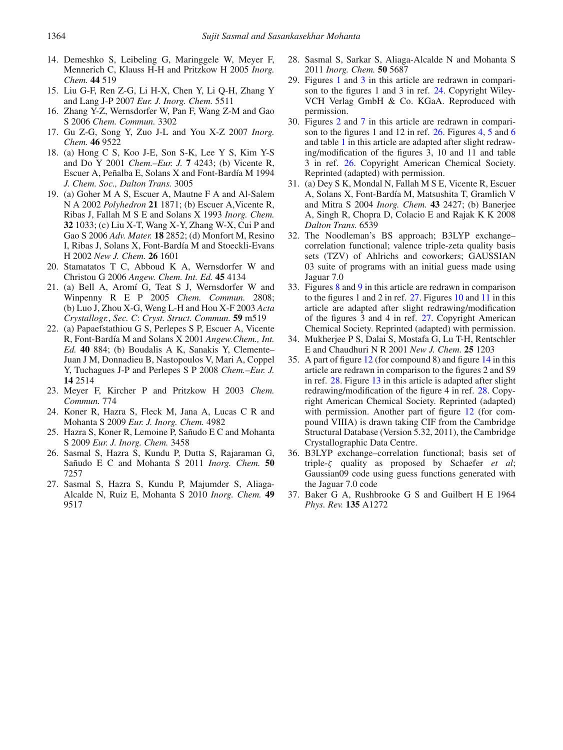14. Demeshko S, Leibeling G, Maringgele W, Meyer F, Mennerich C, Klauss H-H and Pritzkow H 2005 *Inorg. Chem.* **44** 519
15. Liu G-F, Ren Z-G, Li H-X, Chen Y, Li Q-H, Zhang Y and Lang J-P 2007 *Eur. J. Inorg. Chem.* 5511
16. Zhang Y-Z, Wernsdorfer W, Pan F, Wang Z-M and Gao S 2006 *Chem. Commun.* 3302
17. Gu Z-G, Song Y, Zuo J-L and You X-Z 2007 *Inorg. Chem.* **46** 9522
18. (a) Hong C S, Koo J-E, Son S-K, Lee Y S, Kim Y-S and Do Y 2001 *Chem.–Eur. J.* **7** 4243; (b) Vicente R, Escuer A, Peñalba E, Solans X and Font-Bardía M 1994 *J. Chem. Soc., Dalton Trans.* 3005
19. (a) Goher M A S, Escuer A, Mautne F A and Al-Salem N A 2002 *Polyhedron* **21** 1871; (b) Escuer A, Vicente R, Ribas J, Fallah M S E and Solans X 1993 *Inorg. Chem.* **32** 1033; (c) Liu X-T, Wang X-Y, Zhang W-X, Cui P and Gao S 2006 *Adv. Mater.* **18** 2852; (d) Monfort M, Resino I, Ribas J, Solans X, Font-Bardía M and Stoeckli-Evans H 2002 *New J. Chem.* **26** 1601
20. Stamatatos T C, Abboud K A, Wernsdorfer W and Christou G 2006 *Angew. Chem. Int. Ed.* **45** 4134
21. (a) Bell A, Aromí G, Teat S J, Wernsdorfer W and Winpenny R E P 2005 *Chem. Commun.* 2808; (b) Luo J, Zhou X-G, Weng L-H and Hou X-F 2003 *Acta Crystallogr., Sec. C: Cryst. Struct. Commun.* **59** m519
22. (a) Papaefstathiou G S, Perlepes S P, Escuer A, Vicente R, Font-Bardía M and Solans X 2001 *Angew.Chem., Int. Ed.* **40** 884; (b) Boudalis A K, Sanakis Y, Clemente–Juan J M, Donnadieu B, Nastopoulos V, Mari A, Coppel Y, Tuchagues J-P and Perlepes S P 2008 *Chem.–Eur. J.* **14** 2514
23. Meyer F, Kircher P and Pritzkow H 2003 *Chem. Commun.* 774
24. Koner R, Hazra S, Fleck M, Jana A, Lucas C R and Mohanta S 2009 *Eur. J. Inorg. Chem.* 4982
25. Hazra S, Koner R, Lemoine P, Sañudo E C and Mohanta S 2009 *Eur. J. Inorg. Chem.* 3458
26. Sasmal S, Hazra S, Kundu P, Dutta S, Rajaraman G, Sañudo E C and Mohanta S 2011 *Inorg. Chem.* **50** 7257
27. Sasmal S, Hazra S, Kundu P, Majumder S, Aliaga-Alcalde N, Ruiz E, Mohanta S 2010 *Inorg. Chem.* **49** 9517
28. Sasmal S, Sarkar S, Aliaga-Alcalde N and Mohanta S 2011 *Inorg. Chem.* **50** 5687
29. Figures 1 and 3 in this article are redrawn in comparison to the figures 1 and 3 in ref. 24. Copyright Wiley-VCH Verlag GmbH & Co. KGaA. Reproduced with permission.
30. Figures 2 and 7 in this article are redrawn in comparison to the figures 1 and 12 in ref. 26. Figures 4, 5 and 6 and table 1 in this article are adapted after slight redrawing/modification of the figures 3, 10 and 11 and table 3 in ref. 26. Copyright American Chemical Society. Reprinted (adapted) with permission.
31. (a) Dey S K, Mondal N, Fallah M S E, Vicente R, Escuer A, Solans X, Font-Bardía M, Matsushita T, Gramlich V and Mitra S 2004 *Inorg. Chem.* **43** 2427; (b) Banerjee A, Singh R, Chopra D, Colacio E and Rajak K K 2008 *Dalton Trans.* 6539
32. The Noodleman's BS approach; B3LYP exchange–correlation functional; valence triple-zeta quality basis sets (TZV) of Ahlrichs and coworkers; GAUSSIAN 03 suite of programs with an initial guess made using Jaguar 7.0
33. Figures 8 and 9 in this article are redrawn in comparison to the figures 1 and 2 in ref. 27. Figures 10 and 11 in this article are adapted after slight redrawing/modification of the figures 3 and 4 in ref. 27. Copyright American Chemical Society. Reprinted (adapted) with permission.
34. Mukherjee P S, Dalai S, Mostafa G, Lu T-H, Rentschler E and Chaudhuri N R 2001 *New J. Chem.* **25** 1203
35. A part of figure 12 (for compound 8) and figure 14 in this article are redrawn in comparison to the figures 2 and S9 in ref. 28. Figure 13 in this article is adapted after slight redrawing/modification of the figure 4 in ref. 28. Copyright American Chemical Society. Reprinted (adapted) with permission. Another part of figure 12 (for compound VIIIA) is drawn taking CIF from the Cambridge Structural Database (Version 5.32, 2011), the Cambridge Crystallographic Data Centre.
36. B3LYP exchange–correlation functional; basis set of triple-$\zeta$ quality as proposed by Schaefer *et al*; Gaussian09 code using guess functions generated with the Jaguar 7.0 code
37. Baker G A, Rushbrooke G S and Guilbert H E 1964 *Phys. Rev.* **135** A1272